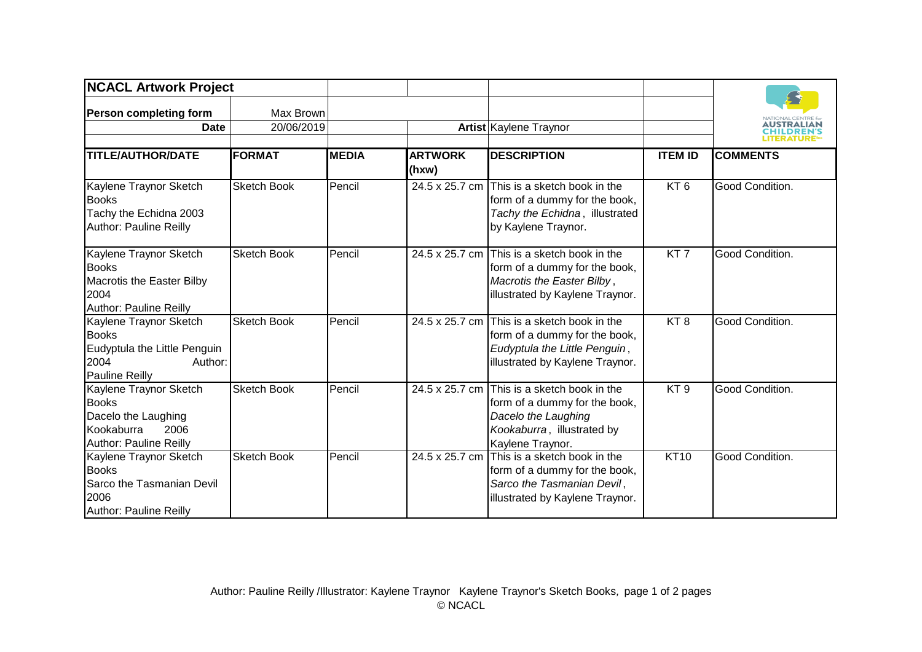## NCACL Artwork Project

**Person completing form** Max Brown
**Date** 20/06/2019
**Artist** Kaylene Traynor

| TITLE/AUTHOR/DATE | FORMAT | MEDIA | ARTWORK (hxw) | DESCRIPTION | ITEM ID | COMMENTS |
|---|---|---|---|---|---|---|
| Kaylene Traynor Sketch Books<br>Tachy the Echidna 2003<br>Author: Pauline Reilly | Sketch Book | Pencil | 24.5 x 25.7 cm | This is a sketch book in the form of a dummy for the book, *Tachy the Echidna*, illustrated by Kaylene Traynor. | KT 6 | Good Condition. |
| Kaylene Traynor Sketch Books<br>Macrotis the Easter Bilby 2004<br>Author: Pauline Reilly | Sketch Book | Pencil | 24.5 x 25.7 cm | This is a sketch book in the form of a dummy for the book, *Macrotis the Easter Bilby*, illustrated by Kaylene Traynor. | KT 7 | Good Condition. |
| Kaylene Traynor Sketch Books<br>Eudyptula the Little Penguin 2004 Author: Pauline Reilly | Sketch Book | Pencil | 24.5 x 25.7 cm | This is a sketch book in the form of a dummy for the book, *Eudyptula the Little Penguin*, illustrated by Kaylene Traynor. | KT 8 | Good Condition. |
| Kaylene Traynor Sketch Books<br>Dacelo the Laughing Kookaburra 2006<br>Author: Pauline Reilly | Sketch Book | Pencil | 24.5 x 25.7 cm | This is a sketch book in the form of a dummy for the book, *Dacelo the Laughing Kookaburra*, illustrated by Kaylene Traynor. | KT 9 | Good Condition. |
| Kaylene Traynor Sketch Books<br>Sarco the Tasmanian Devil 2006<br>Author: Pauline Reilly | Sketch Book | Pencil | 24.5 x 25.7 cm | This is a sketch book in the form of a dummy for the book, *Sarco the Tasmanian Devil*, illustrated by Kaylene Traynor. | KT10 | Good Condition. |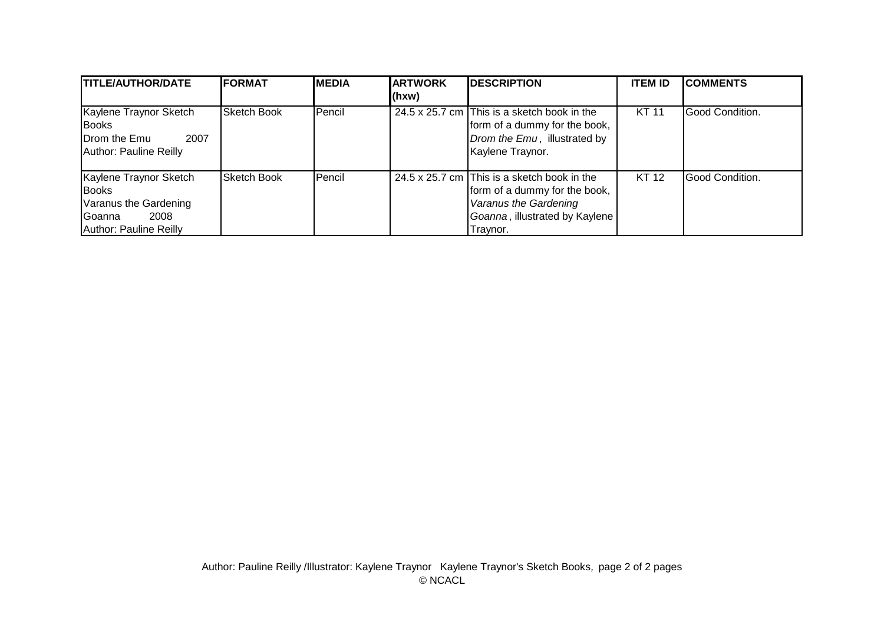| TITLE/AUTHOR/DATE | FORMAT | MEDIA | ARTWORK (hxw) | DESCRIPTION | ITEM ID | COMMENTS |
|---|---|---|---|---|---|---|
| Kaylene Traynor Sketch Books<br>Drom the Emu 2007<br>Author: Pauline Reilly | Sketch Book | Pencil | 24.5 x 25.7 cm | This is a sketch book in the form of a dummy for the book, *Drom the Emu*, illustrated by Kaylene Traynor. | KT 11 | Good Condition. |
| Kaylene Traynor Sketch Books<br>Varanus the Gardening Goanna 2008<br>Author: Pauline Reilly | Sketch Book | Pencil | 24.5 x 25.7 cm | This is a sketch book in the form of a dummy for the book, *Varanus the Gardening Goanna*, illustrated by Kaylene Traynor. | KT 12 | Good Condition. |

Author: Pauline Reilly /Illustrator: Kaylene Traynor Kaylene Traynor's Sketch Books

© NCACL